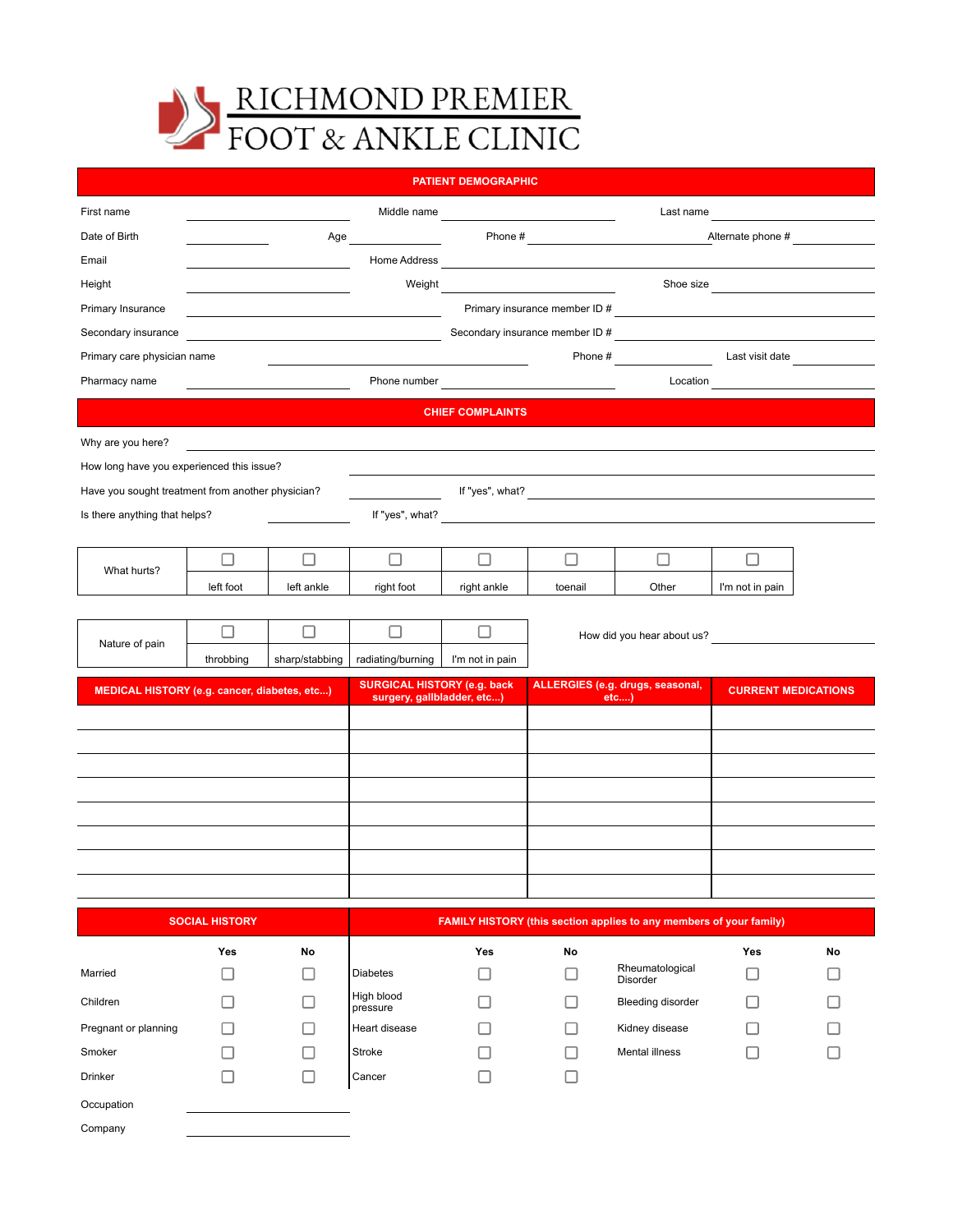# RICHMOND PREMIER FOOT & ANKLE CLINIC

## PATIENT DEMOGRAPHIC

First name ______________ Middle name ______________ Last name ______________

Date of Birth __________ Age __________ Phone # ______________ Alternate phone # __________

Email ______________ Home Address ______________________________

Height ______________ Weight ______________ Shoe size ______________

Primary Insurance ______________________ Primary insurance member ID # ______________

Secondary insurance ______________________ Secondary insurance member ID # ______________

Primary care physician name ______________________ Phone # __________ Last visit date __________

Pharmacy name ______________ Phone number ______________ Location ______________

## CHIEF COMPLAINTS

Why are you here? ________________________________________________

How long have you experienced this issue? ______________________________

Have you sought treatment from another physician? __________ If "yes", what? ______________________

Is there anything that helps? __________ If "yes", what? ______________________

| What hurts? | ☐ left foot | ☐ left ankle | ☐ right foot | ☐ right ankle | ☐ toenail | ☐ Other | ☐ I'm not in pain |
|---|---|---|---|---|---|---|---|

| Nature of pain | ☐ throbbing | ☐ sharp/stabbing | ☐ radiating/burning | ☐ I'm not in pain |
|---|---|---|---|---|

How did you hear about us? ______________

| MEDICAL HISTORY (e.g. cancer, diabetes, etc...) | SURGICAL HISTORY (e.g. back surgery, gallbladder, etc...) | ALLERGIES (e.g. drugs, seasonal, etc....) | CURRENT MEDICATIONS |
|---|---|---|---|
| | | | |
| | | | |
| | | | |
| | | | |
| | | | |
| | | | |
| | | | |
| | | | |

## SOCIAL HISTORY

| | Yes | No |
|---|---|---|
| Married | ☐ | ☐ |
| Children | ☐ | ☐ |
| Pregnant or planning | ☐ | ☐ |
| Smoker | ☐ | ☐ |
| Drinker | ☐ | ☐ |

Occupation ______________

Company ______________

## FAMILY HISTORY (this section applies to any members of your family)

| | Yes | No | | Yes | No |
|---|---|---|---|---|---|
| Diabetes | ☐ | ☐ | Rheumatological Disorder | ☐ | ☐ |
| High blood pressure | ☐ | ☐ | Bleeding disorder | ☐ | ☐ |
| Heart disease | ☐ | ☐ | Kidney disease | ☐ | ☐ |
| Stroke | ☐ | ☐ | Mental illness | ☐ | ☐ |
| Cancer | ☐ | ☐ | | | |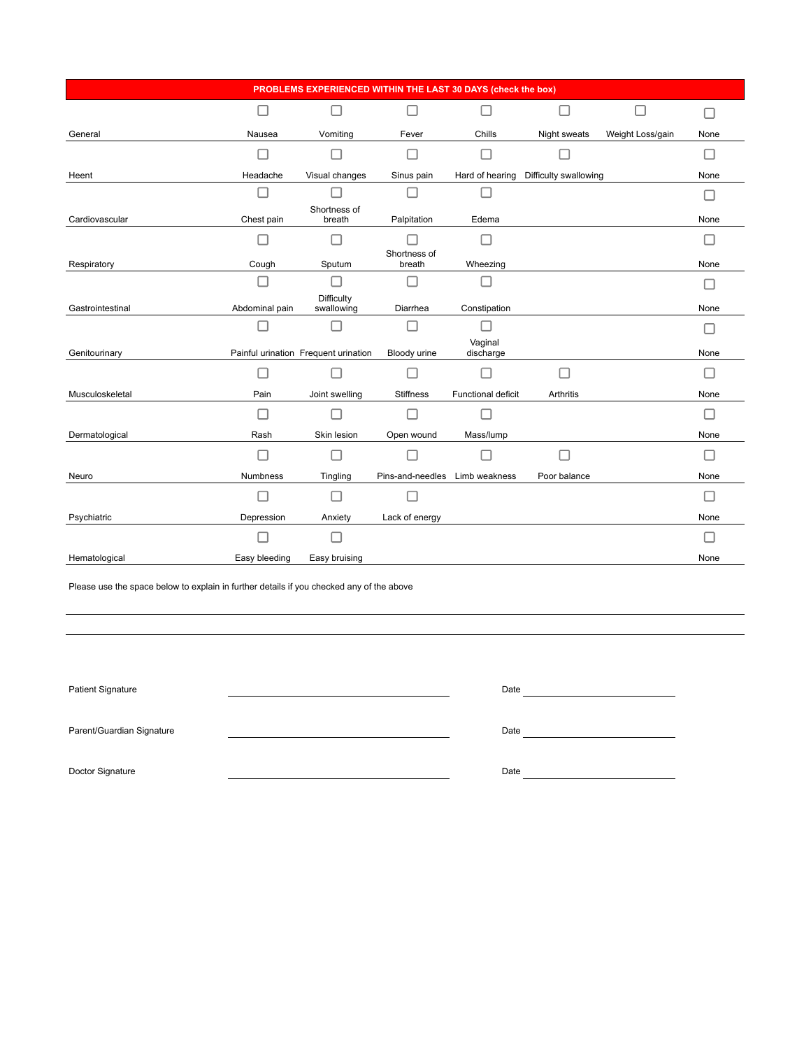## PROBLEMS EXPERIENCED WITHIN THE LAST 30 DAYS (check the box)

| | | | | | | | |
|---|---|---|---|---|---|---|---|
| General | ☐ Nausea | ☐ Vomiting | ☐ Fever | ☐ Chills | ☐ Night sweats | ☐ Weight Loss/gain | ☐ None |
| Heent | ☐ Headache | ☐ Visual changes | ☐ Sinus pain | ☐ Hard of hearing | ☐ Difficulty swallowing | | ☐ None |
| Cardiovascular | ☐ Chest pain | ☐ Shortness of breath | ☐ Palpitation | ☐ Edema | | | ☐ None |
| Respiratory | ☐ Cough | ☐ Sputum | ☐ Shortness of breath | ☐ Wheezing | | | ☐ None |
| Gastrointestinal | ☐ Abdominal pain | ☐ Difficulty swallowing | ☐ Diarrhea | ☐ Constipation | | | ☐ None |
| Genitourinary | ☐ Painful urination | ☐ Frequent urination | ☐ Bloody urine | ☐ Vaginal discharge | | | ☐ None |
| Musculoskeletal | ☐ Pain | ☐ Joint swelling | ☐ Stiffness | ☐ Functional deficit | ☐ Arthritis | | ☐ None |
| Dermatological | ☐ Rash | ☐ Skin lesion | ☐ Open wound | ☐ Mass/lump | | | ☐ None |
| Neuro | ☐ Numbness | ☐ Tingling | ☐ Pins-and-needles | ☐ Limb weakness | ☐ Poor balance | | ☐ None |
| Psychiatric | ☐ Depression | ☐ Anxiety | ☐ Lack of energy | | | | ☐ None |
| Hematological | ☐ Easy bleeding | ☐ Easy bruising | | | | | ☐ None |

Please use the space below to explain in further details if you checked any of the above

_______________________________________________

_______________________________________________

Patient Signature _______________________ Date _______________

Parent/Guardian Signature _______________________ Date _______________

Doctor Signature _______________________ Date _______________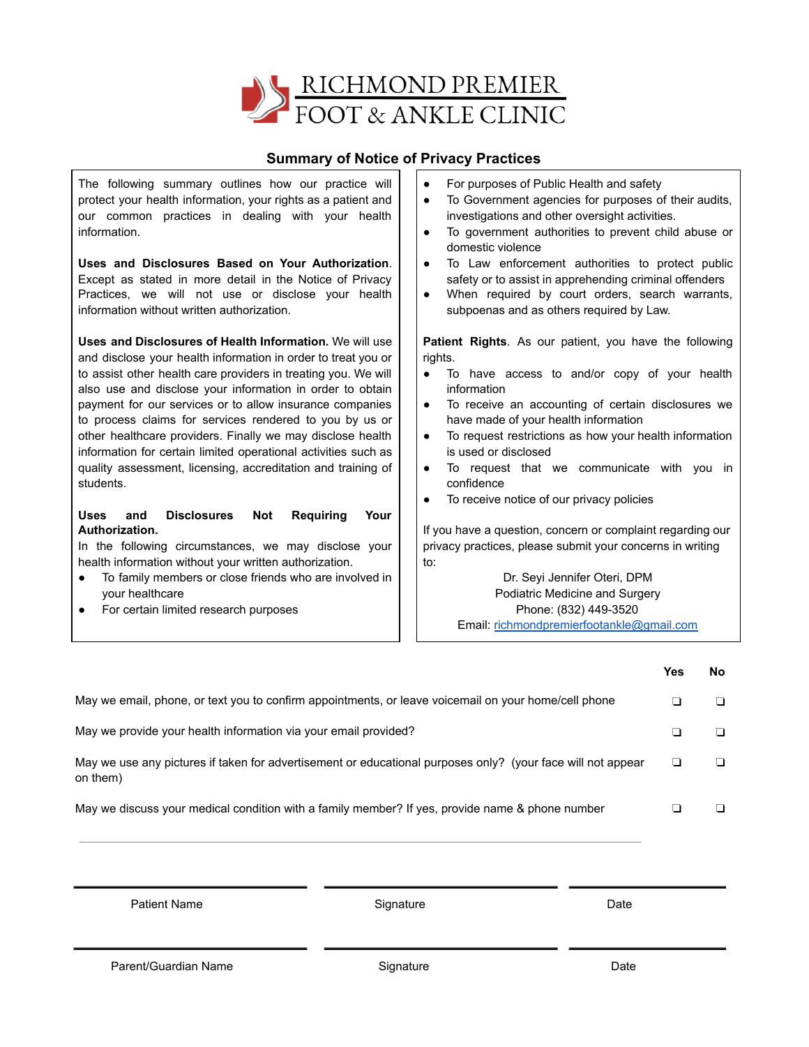# RICHMOND PREMIER FOOT & ANKLE CLINIC

## Summary of Notice of Privacy Practices

The following summary outlines how our practice will protect your health information, your rights as a patient and our common practices in dealing with your health information.

**Uses and Disclosures Based on Your Authorization**. Except as stated in more detail in the Notice of Privacy Practices, we will not use or disclose your health information without written authorization.

**Uses and Disclosures of Health Information.** We will use and disclose your health information in order to treat you or to assist other health care providers in treating you. We will also use and disclose your information in order to obtain payment for our services or to allow insurance companies to process claims for services rendered to you by us or other healthcare providers. Finally we may disclose health information for certain limited operational activities such as quality assessment, licensing, accreditation and training of students.

**Uses and Disclosures Not Requiring Your Authorization.**
In the following circumstances, we may disclose your health information without your written authorization.

- To family members or close friends who are involved in your healthcare
- For certain limited research purposes
- For purposes of Public Health and safety
- To Government agencies for purposes of their audits, investigations and other oversight activities.
- To government authorities to prevent child abuse or domestic violence
- To Law enforcement authorities to protect public safety or to assist in apprehending criminal offenders
- When required by court orders, search warrants, subpoenas and as others required by Law.

**Patient Rights**. As our patient, you have the following rights.

- To have access to and/or copy of your health information
- To receive an accounting of certain disclosures we have made of your health information
- To request restrictions as how your health information is used or disclosed
- To request that we communicate with you in confidence
- To receive notice of our privacy policies

If you have a question, concern or complaint regarding our privacy practices, please submit your concerns in writing to:

Dr. Seyi Jennifer Oteri, DPM
Podiatric Medicine and Surgery
Phone: (832) 449-3520
Email: richmondpremierfootankle@gmail.com

| | Yes | No |
|---|---|---|
| May we email, phone, or text you to confirm appointments, or leave voicemail on your home/cell phone | ❑ | ❑ |
| May we provide your health information via your email provided? | ❑ | ❑ |
| May we use any pictures if taken for advertisement or educational purposes only? (your face will not appear on them) | ❑ | ❑ |
| May we discuss your medical condition with a family member? If yes, provide name & phone number | ❑ | ❑ |

______________________________

| Patient Name | Signature | Date |
|---|---|---|
| | | |

| Parent/Guardian Name | Signature | Date |
|---|---|---|
| | | |